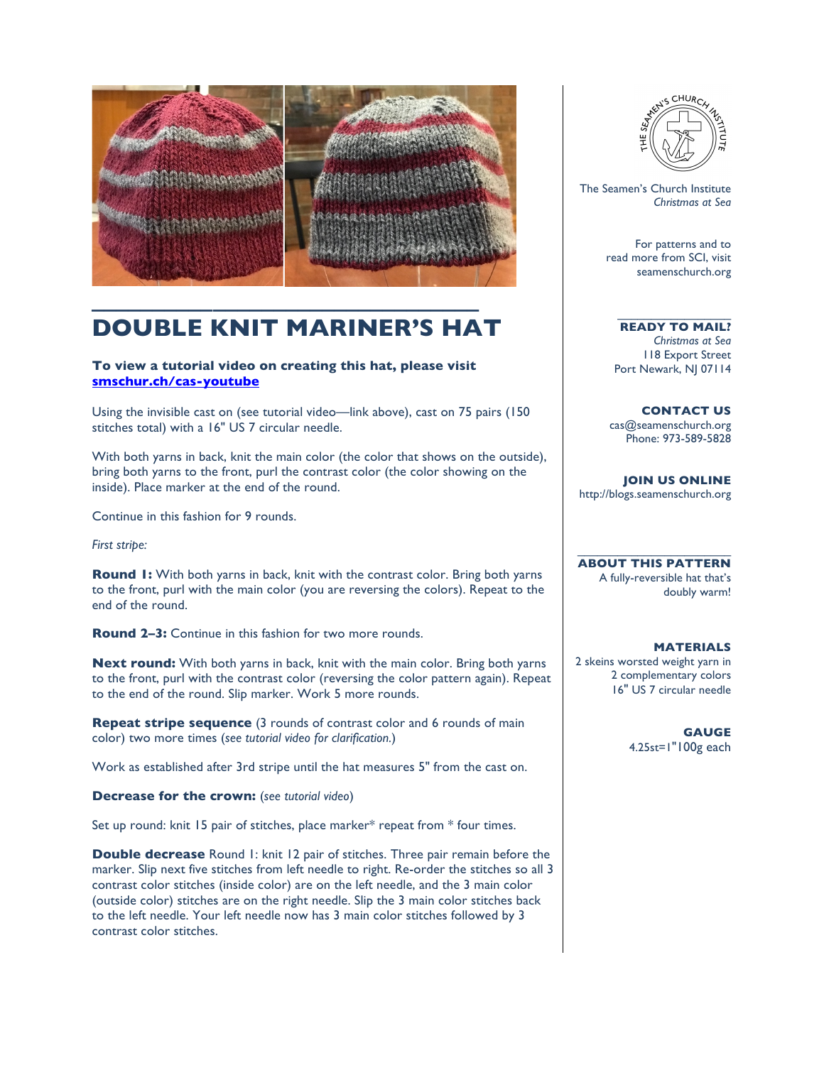# DOUBLE KNIT MARINER'S HAT

**To view a tutorial video on creating this hat, please visit [smschur.ch/cas-youtube](smschur.ch/cas-youtube)**

Using the invisible cast on (see tutorial video—link above), cast on 75 pairs (150 stitches total) with a 16" US 7 circular needle.

With both yarns in back, knit the main color (the color that shows on the outside), bring both yarns to the front, purl the contrast color (the color showing on the inside). Place marker at the end of the round.

Continue in this fashion for 9 rounds.

*First stripe:*

**Round 1:** With both yarns in back, knit with the contrast color. Bring both yarns to the front, purl with the main color (you are reversing the colors). Repeat to the end of the round.

**Round 2–3:** Continue in this fashion for two more rounds.

**Next round:** With both yarns in back, knit with the main color. Bring both yarns to the front, purl with the contrast color (reversing the color pattern again). Repeat to the end of the round. Slip marker. Work 5 more rounds.

**Repeat stripe sequence** (3 rounds of contrast color and 6 rounds of main color) two more times (*see tutorial video for clarification.*)

Work as established after 3rd stripe until the hat measures 5" from the cast on.

**Decrease for the crown:** (*see tutorial video*)

Set up round: knit 15 pair of stitches, place marker* repeat from * four times.

**Double decrease** Round 1: knit 12 pair of stitches. Three pair remain before the marker. Slip next five stitches from left needle to right. Re-order the stitches so all 3 contrast color stitches (inside color) are on the left needle, and the 3 main color (outside color) stitches are on the right needle. Slip the 3 main color stitches back to the left needle. Your left needle now has 3 main color stitches followed by 3 contrast color stitches.

The Seamen's Church Institute
*Christmas at Sea*

For patterns and to read more from SCI, visit seamenschurch.org

**READY TO MAIL?**
*Christmas at Sea*
118 Export Street
Port Newark, NJ 07114

**CONTACT US**
cas@seamenschurch.org
Phone: 973-589-5828

**JOIN US ONLINE**
http://blogs.seamenschurch.org

**ABOUT THIS PATTERN**
A fully-reversible hat that's doubly warm!

**MATERIALS**
2 skeins worsted weight yarn in 2 complementary colors
16" US 7 circular needle

**GAUGE**
4.25st=1"100g each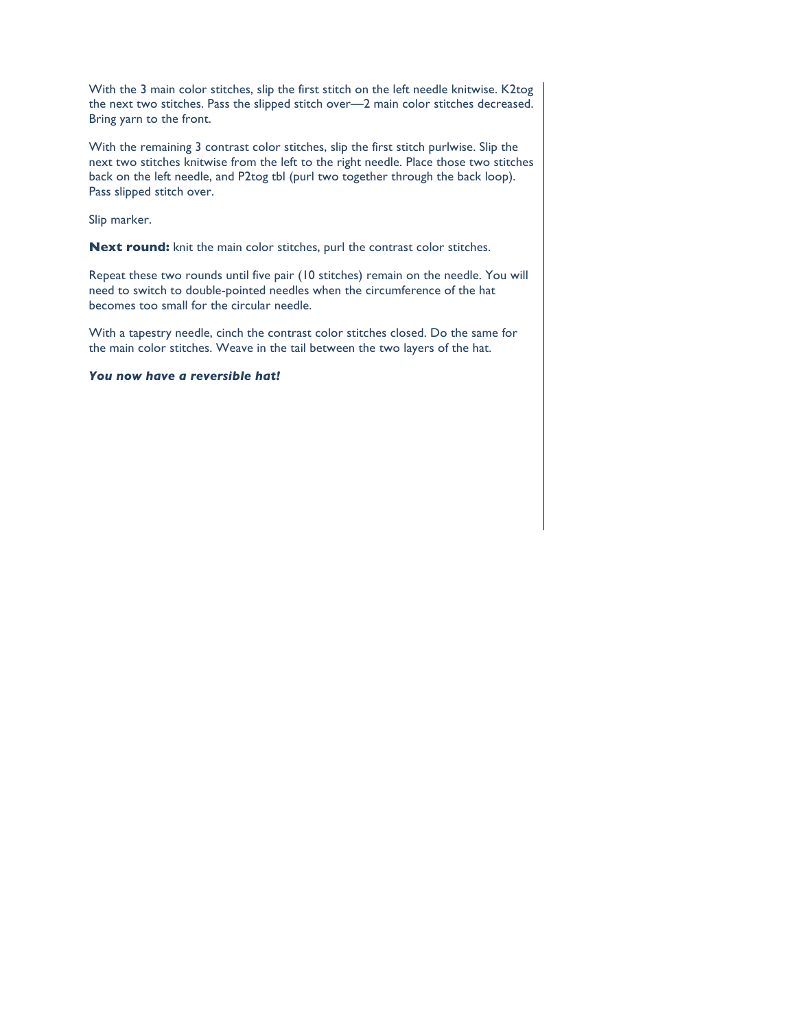With the 3 main color stitches, slip the first stitch on the left needle knitwise. K2tog the next two stitches. Pass the slipped stitch over—2 main color stitches decreased. Bring yarn to the front.

With the remaining 3 contrast color stitches, slip the first stitch purlwise. Slip the next two stitches knitwise from the left to the right needle. Place those two stitches back on the left needle, and P2tog tbl (purl two together through the back loop). Pass slipped stitch over.

Slip marker.

**Next round:** knit the main color stitches, purl the contrast color stitches.

Repeat these two rounds until five pair (10 stitches) remain on the needle. You will need to switch to double-pointed needles when the circumference of the hat becomes too small for the circular needle.

With a tapestry needle, cinch the contrast color stitches closed. Do the same for the main color stitches. Weave in the tail between the two layers of the hat.

***You now have a reversible hat!***